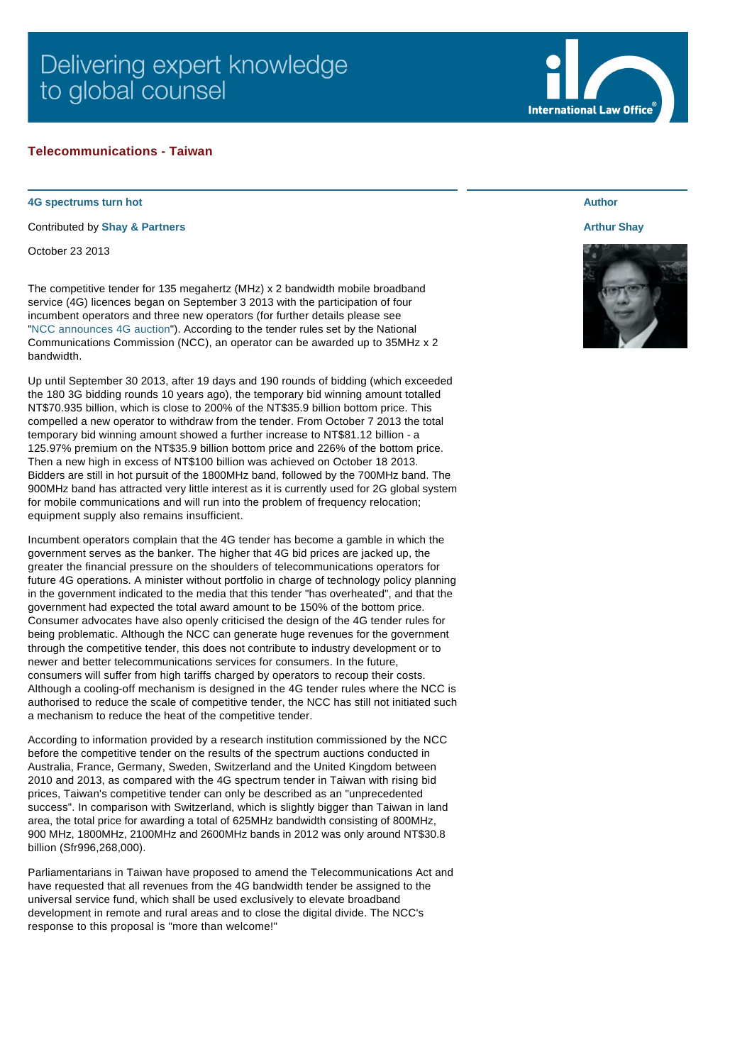Delivering expert knowledge to global counsel

**Telecommunications - Taiwan**

### 4G spectrums turn hot

Contributed by **Shay & Partners**

October 23 2013

**Author**

**Arthur Shay**

The competitive tender for 135 megahertz (MHz) x 2 bandwidth mobile broadband service (4G) licences began on September 3 2013 with the participation of four incumbent operators and three new operators (for further details please see "NCC announces 4G auction"). According to the tender rules set by the National Communications Commission (NCC), an operator can be awarded up to 35MHz x 2 bandwidth.

Up until September 30 2013, after 19 days and 190 rounds of bidding (which exceeded the 180 3G bidding rounds 10 years ago), the temporary bid winning amount totalled NT$70.935 billion, which is close to 200% of the NT$35.9 billion bottom price. This compelled a new operator to withdraw from the tender. From October 7 2013 the total temporary bid winning amount showed a further increase to NT$81.12 billion - a 125.97% premium on the NT$35.9 billion bottom price and 226% of the bottom price. Then a new high in excess of NT$100 billion was achieved on October 18 2013. Bidders are still in hot pursuit of the 1800MHz band, followed by the 700MHz band. The 900MHz band has attracted very little interest as it is currently used for 2G global system for mobile communications and will run into the problem of frequency relocation; equipment supply also remains insufficient.

Incumbent operators complain that the 4G tender has become a gamble in which the government serves as the banker. The higher that 4G bid prices are jacked up, the greater the financial pressure on the shoulders of telecommunications operators for future 4G operations. A minister without portfolio in charge of technology policy planning in the government indicated to the media that this tender "has overheated", and that the government had expected the total award amount to be 150% of the bottom price. Consumer advocates have also openly criticised the design of the 4G tender rules for being problematic. Although the NCC can generate huge revenues for the government through the competitive tender, this does not contribute to industry development or to newer and better telecommunications services for consumers. In the future, consumers will suffer from high tariffs charged by operators to recoup their costs. Although a cooling-off mechanism is designed in the 4G tender rules where the NCC is authorised to reduce the scale of competitive tender, the NCC has still not initiated such a mechanism to reduce the heat of the competitive tender.

According to information provided by a research institution commissioned by the NCC before the competitive tender on the results of the spectrum auctions conducted in Australia, France, Germany, Sweden, Switzerland and the United Kingdom between 2010 and 2013, as compared with the 4G spectrum tender in Taiwan with rising bid prices, Taiwan's competitive tender can only be described as an "unprecedented success". In comparison with Switzerland, which is slightly bigger than Taiwan in land area, the total price for awarding a total of 625MHz bandwidth consisting of 800MHz, 900 MHz, 1800MHz, 2100MHz and 2600MHz bands in 2012 was only around NT$30.8 billion (Sfr996,268,000).

Parliamentarians in Taiwan have proposed to amend the Telecommunications Act and have requested that all revenues from the 4G bandwidth tender be assigned to the universal service fund, which shall be used exclusively to elevate broadband development in remote and rural areas and to close the digital divide. The NCC's response to this proposal is "more than welcome!"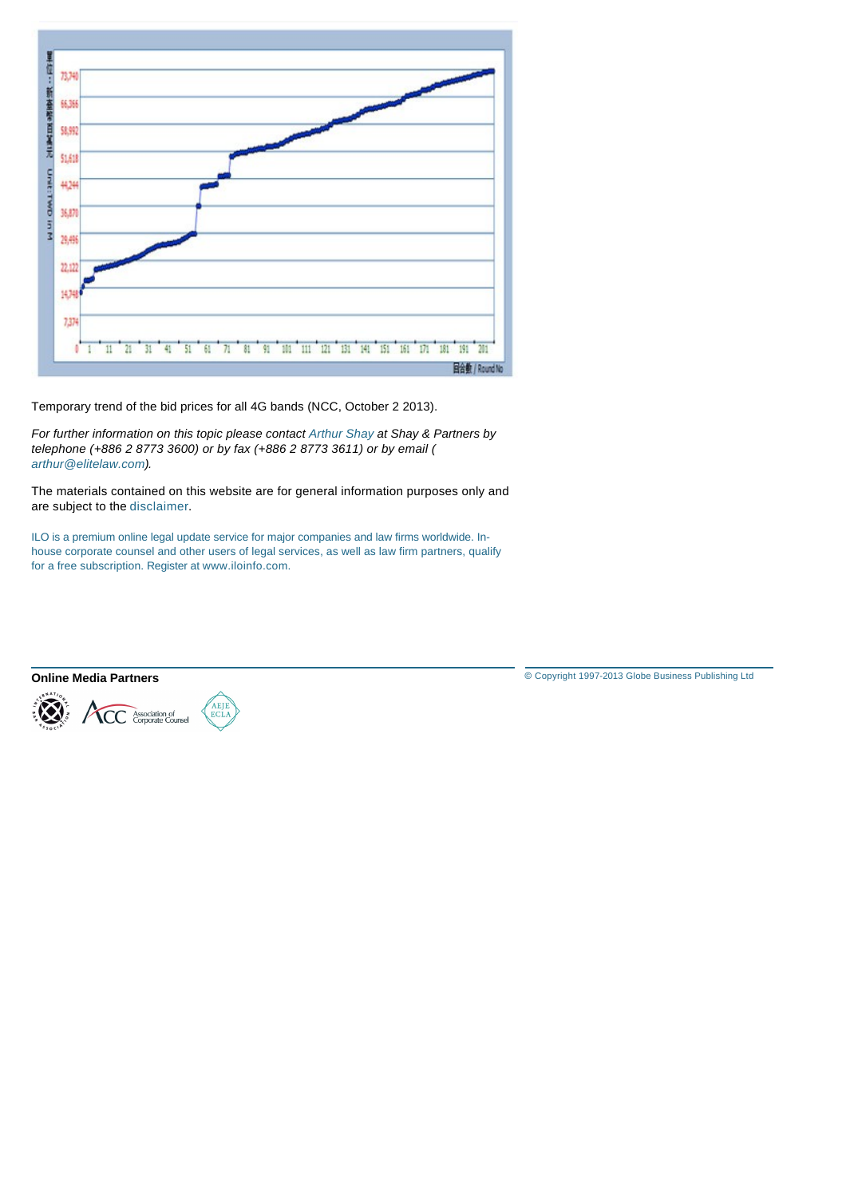73,740
66,366
58,992
51,618
44,244
36,870
29,496
22,122
14,748
7,374
0

Unit: TWD in M

0 1 11 21 31 41 51 61 71 81 91 101 111 121 131 141 151 161 171 181 191 201

回合數 / Round No

Temporary trend of the bid prices for all 4G bands (NCC, October 2 2013).

*For further information on this topic please contact Arthur Shay at Shay & Partners by telephone (+886 2 8773 3600) or by fax (+886 2 8773 3611) or by email ( arthur@elitelaw.com).*

The materials contained on this website are for general information purposes only and are subject to the disclaimer.

ILO is a premium online legal update service for major companies and law firms worldwide. In-house corporate counsel and other users of legal services, as well as law firm partners, qualify for a free subscription. Register at www.iloinfo.com.

**Online Media Partners**

© Copyright 1997-2013 Globe Business Publishing Ltd